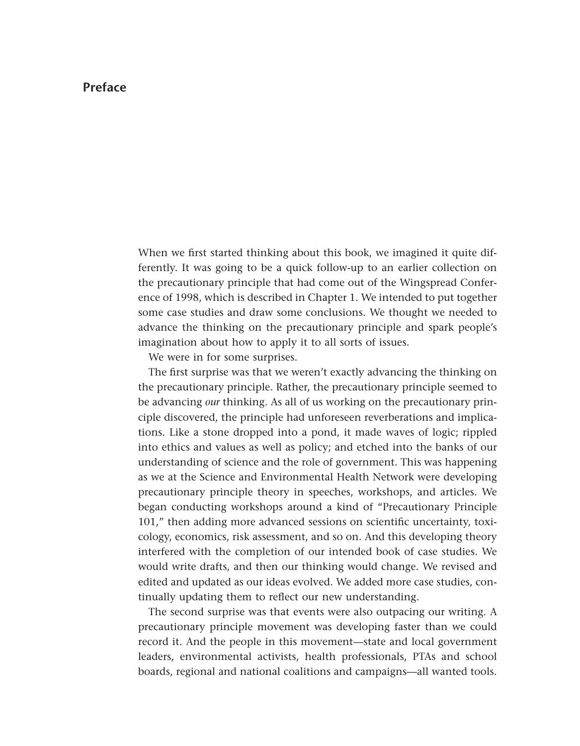# Preface

When we first started thinking about this book, we imagined it quite differently. It was going to be a quick follow-up to an earlier collection on the precautionary principle that had come out of the Wingspread Conference of 1998, which is described in Chapter 1. We intended to put together some case studies and draw some conclusions. We thought we needed to advance the thinking on the precautionary principle and spark people's imagination about how to apply it to all sorts of issues.

We were in for some surprises.

The first surprise was that we weren't exactly advancing the thinking on the precautionary principle. Rather, the precautionary principle seemed to be advancing *our* thinking. As all of us working on the precautionary principle discovered, the principle had unforeseen reverberations and implications. Like a stone dropped into a pond, it made waves of logic; rippled into ethics and values as well as policy; and etched into the banks of our understanding of science and the role of government. This was happening as we at the Science and Environmental Health Network were developing precautionary principle theory in speeches, workshops, and articles. We began conducting workshops around a kind of "Precautionary Principle 101," then adding more advanced sessions on scientific uncertainty, toxicology, economics, risk assessment, and so on. And this developing theory interfered with the completion of our intended book of case studies. We would write drafts, and then our thinking would change. We revised and edited and updated as our ideas evolved. We added more case studies, continually updating them to reflect our new understanding.

The second surprise was that events were also outpacing our writing. A precautionary principle movement was developing faster than we could record it. And the people in this movement—state and local government leaders, environmental activists, health professionals, PTAs and school boards, regional and national coalitions and campaigns—all wanted tools.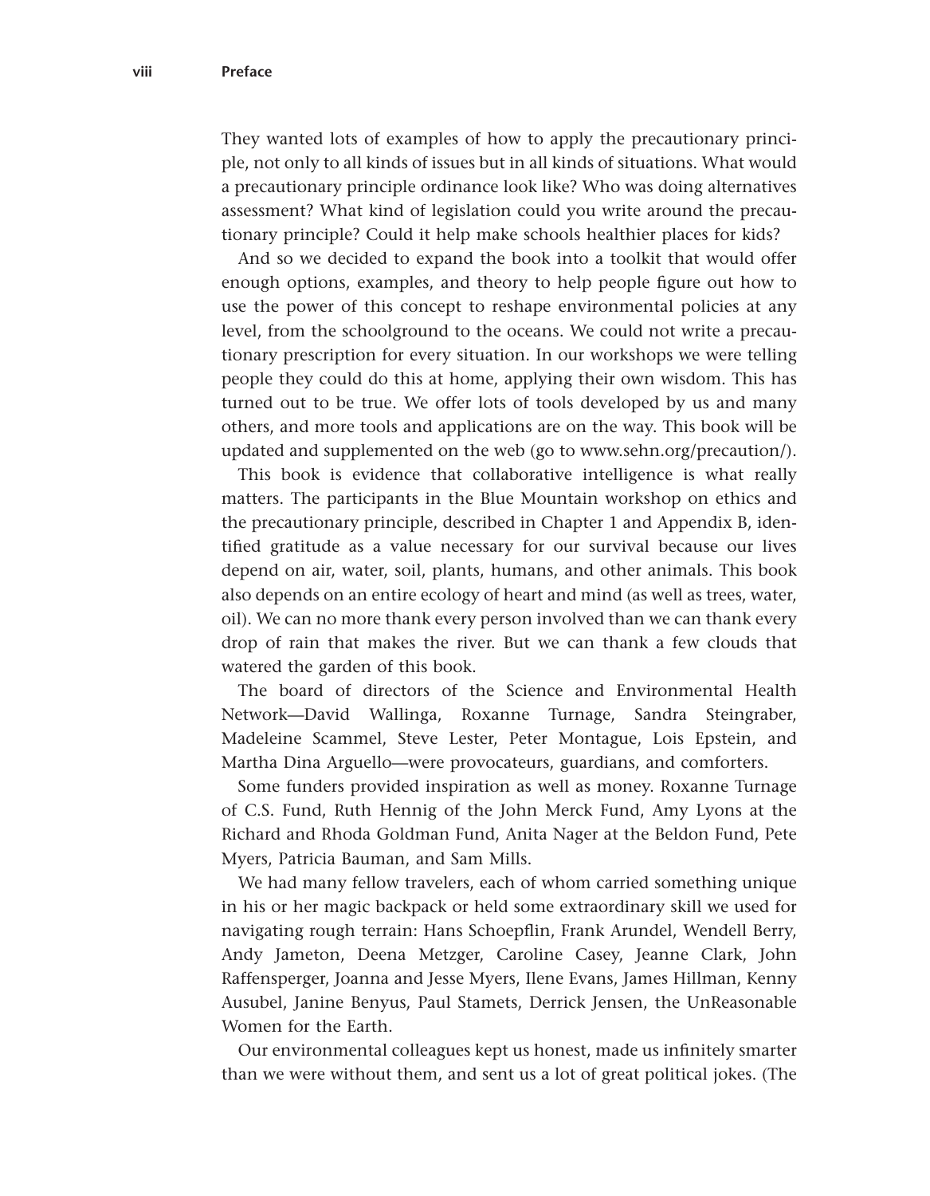They wanted lots of examples of how to apply the precautionary principle, not only to all kinds of issues but in all kinds of situations. What would a precautionary principle ordinance look like? Who was doing alternatives assessment? What kind of legislation could you write around the precautionary principle? Could it help make schools healthier places for kids?

And so we decided to expand the book into a toolkit that would offer enough options, examples, and theory to help people figure out how to use the power of this concept to reshape environmental policies at any level, from the schoolground to the oceans. We could not write a precautionary prescription for every situation. In our workshops we were telling people they could do this at home, applying their own wisdom. This has turned out to be true. We offer lots of tools developed by us and many others, and more tools and applications are on the way. This book will be updated and supplemented on the web (go to www.sehn.org/precaution/).

This book is evidence that collaborative intelligence is what really matters. The participants in the Blue Mountain workshop on ethics and the precautionary principle, described in Chapter 1 and Appendix B, identified gratitude as a value necessary for our survival because our lives depend on air, water, soil, plants, humans, and other animals. This book also depends on an entire ecology of heart and mind (as well as trees, water, oil). We can no more thank every person involved than we can thank every drop of rain that makes the river. But we can thank a few clouds that watered the garden of this book.

The board of directors of the Science and Environmental Health Network—David Wallinga, Roxanne Turnage, Sandra Steingraber, Madeleine Scammel, Steve Lester, Peter Montague, Lois Epstein, and Martha Dina Arguello—were provocateurs, guardians, and comforters.

Some funders provided inspiration as well as money. Roxanne Turnage of C.S. Fund, Ruth Hennig of the John Merck Fund, Amy Lyons at the Richard and Rhoda Goldman Fund, Anita Nager at the Beldon Fund, Pete Myers, Patricia Bauman, and Sam Mills.

We had many fellow travelers, each of whom carried something unique in his or her magic backpack or held some extraordinary skill we used for navigating rough terrain: Hans Schoepflin, Frank Arundel, Wendell Berry, Andy Jameton, Deena Metzger, Caroline Casey, Jeanne Clark, John Raffensperger, Joanna and Jesse Myers, Ilene Evans, James Hillman, Kenny Ausubel, Janine Benyus, Paul Stamets, Derrick Jensen, the UnReasonable Women for the Earth.

Our environmental colleagues kept us honest, made us infinitely smarter than we were without them, and sent us a lot of great political jokes. (The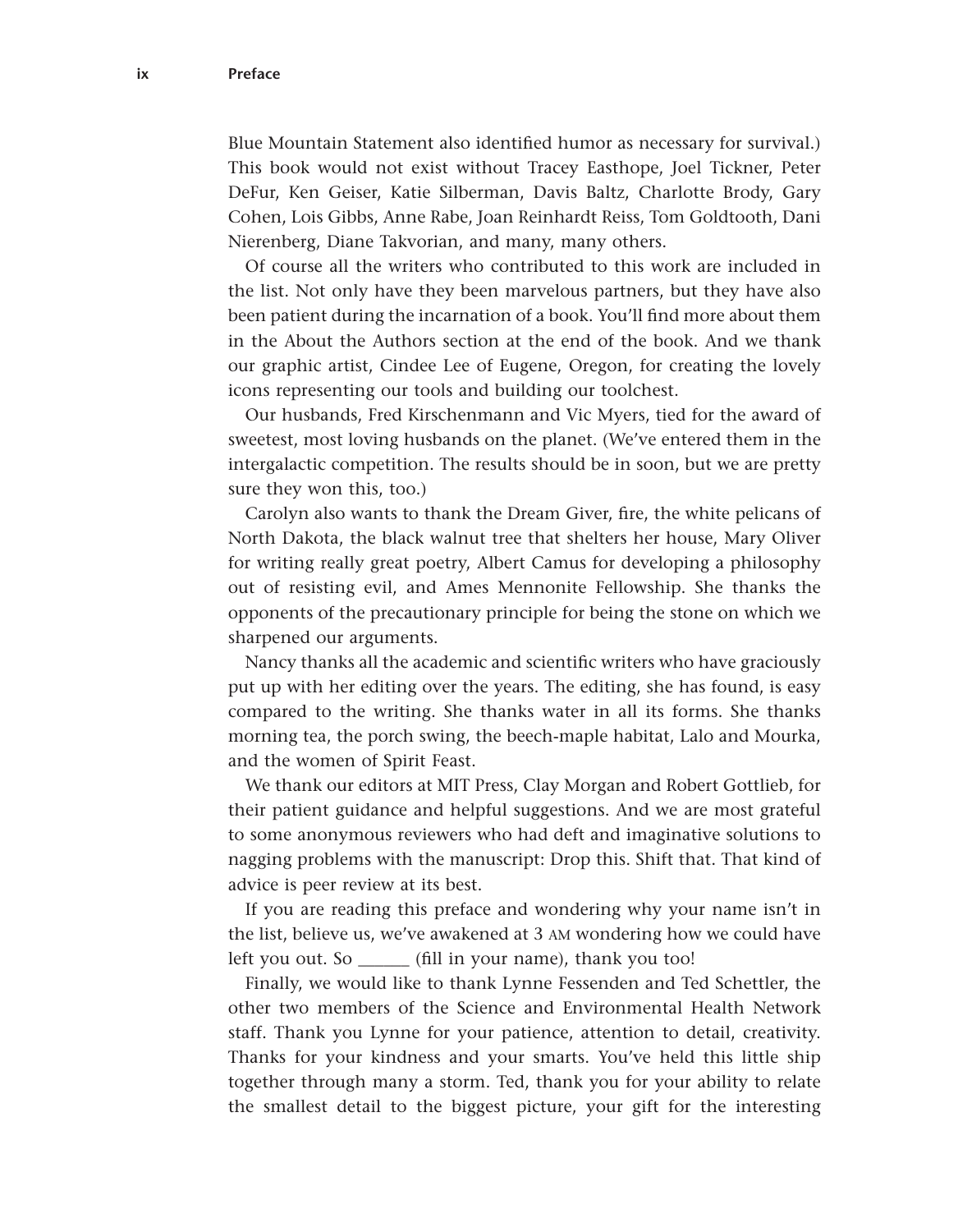Blue Mountain Statement also identified humor as necessary for survival.) This book would not exist without Tracey Easthope, Joel Tickner, Peter DeFur, Ken Geiser, Katie Silberman, Davis Baltz, Charlotte Brody, Gary Cohen, Lois Gibbs, Anne Rabe, Joan Reinhardt Reiss, Tom Goldtooth, Dani Nierenberg, Diane Takvorian, and many, many others.

Of course all the writers who contributed to this work are included in the list. Not only have they been marvelous partners, but they have also been patient during the incarnation of a book. You'll find more about them in the About the Authors section at the end of the book. And we thank our graphic artist, Cindee Lee of Eugene, Oregon, for creating the lovely icons representing our tools and building our toolchest.

Our husbands, Fred Kirschenmann and Vic Myers, tied for the award of sweetest, most loving husbands on the planet. (We've entered them in the intergalactic competition. The results should be in soon, but we are pretty sure they won this, too.)

Carolyn also wants to thank the Dream Giver, fire, the white pelicans of North Dakota, the black walnut tree that shelters her house, Mary Oliver for writing really great poetry, Albert Camus for developing a philosophy out of resisting evil, and Ames Mennonite Fellowship. She thanks the opponents of the precautionary principle for being the stone on which we sharpened our arguments.

Nancy thanks all the academic and scientific writers who have graciously put up with her editing over the years. The editing, she has found, is easy compared to the writing. She thanks water in all its forms. She thanks morning tea, the porch swing, the beech-maple habitat, Lalo and Mourka, and the women of Spirit Feast.

We thank our editors at MIT Press, Clay Morgan and Robert Gottlieb, for their patient guidance and helpful suggestions. And we are most grateful to some anonymous reviewers who had deft and imaginative solutions to nagging problems with the manuscript: Drop this. Shift that. That kind of advice is peer review at its best.

If you are reading this preface and wondering why your name isn't in the list, believe us, we've awakened at 3 AM wondering how we could have left you out. So ______ (fill in your name), thank you too!

Finally, we would like to thank Lynne Fessenden and Ted Schettler, the other two members of the Science and Environmental Health Network staff. Thank you Lynne for your patience, attention to detail, creativity. Thanks for your kindness and your smarts. You've held this little ship together through many a storm. Ted, thank you for your ability to relate the smallest detail to the biggest picture, your gift for the interesting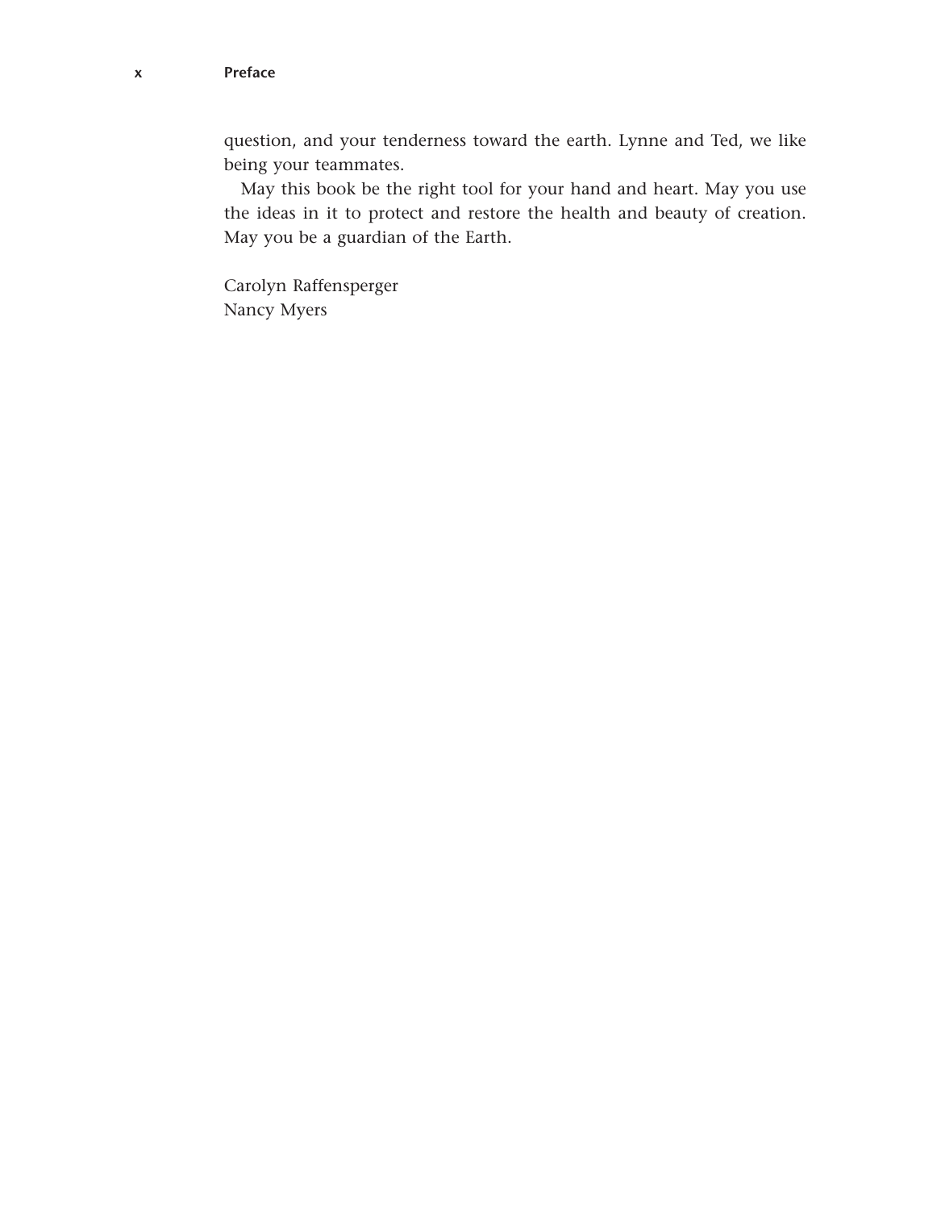question, and your tenderness toward the earth. Lynne and Ted, we like being your teammates.

May this book be the right tool for your hand and heart. May you use the ideas in it to protect and restore the health and beauty of creation. May you be a guardian of the Earth.

Carolyn Raffensperger
Nancy Myers